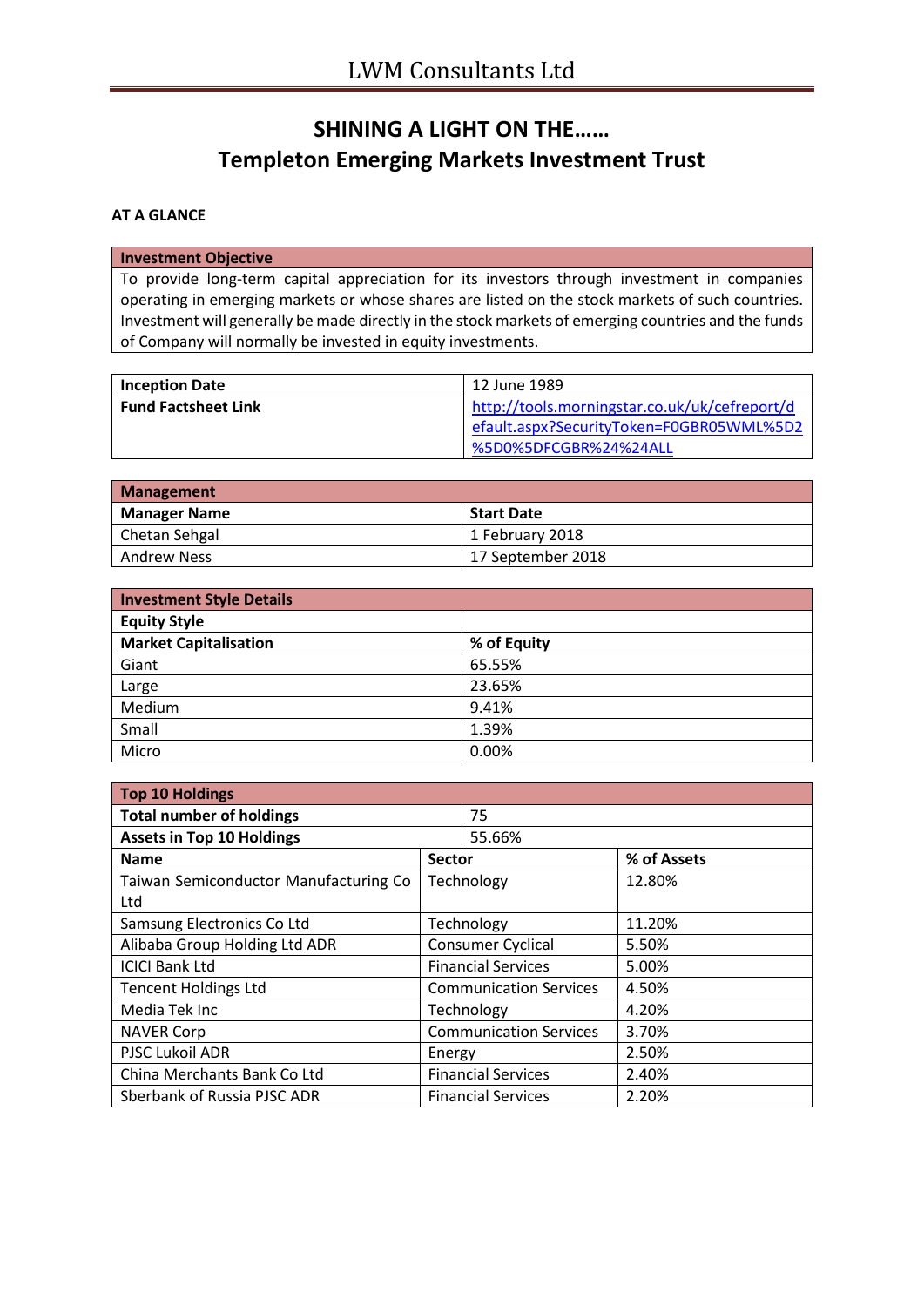# SHINING A LIGHT ON THE……
# Templeton Emerging Markets Investment Trust

**AT A GLANCE**

| Investment Objective |
|---|
| To provide long-term capital appreciation for its investors through investment in companies operating in emerging markets or whose shares are listed on the stock markets of such countries. Investment will generally be made directly in the stock markets of emerging countries and the funds of Company will normally be invested in equity investments. |

| | |
|---|---|
| **Inception Date** | 12 June 1989 |
| **Fund Factsheet Link** | http://tools.morningstar.co.uk/uk/cefreport/default.aspx?SecurityToken=F0GBR05WML%5D2%5D0%5DFCGBR%24%24ALL |

| Management | |
|---|---|
| **Manager Name** | **Start Date** |
| Chetan Sehgal | 1 February 2018 |
| Andrew Ness | 17 September 2018 |

| Investment Style Details | |
|---|---|
| **Equity Style** | |
| **Market Capitalisation** | **% of Equity** |
| Giant | 65.55% |
| Large | 23.65% |
| Medium | 9.41% |
| Small | 1.39% |
| Micro | 0.00% |

| Top 10 Holdings | | |
|---|---|---|
| **Total number of holdings** | 75 | |
| **Assets in Top 10 Holdings** | 55.66% | |
| **Name** | **Sector** | **% of Assets** |
| Taiwan Semiconductor Manufacturing Co Ltd | Technology | 12.80% |
| Samsung Electronics Co Ltd | Technology | 11.20% |
| Alibaba Group Holding Ltd ADR | Consumer Cyclical | 5.50% |
| ICICI Bank Ltd | Financial Services | 5.00% |
| Tencent Holdings Ltd | Communication Services | 4.50% |
| Media Tek Inc | Technology | 4.20% |
| NAVER Corp | Communication Services | 3.70% |
| PJSC Lukoil ADR | Energy | 2.50% |
| China Merchants Bank Co Ltd | Financial Services | 2.40% |
| Sberbank of Russia PJSC ADR | Financial Services | 2.20% |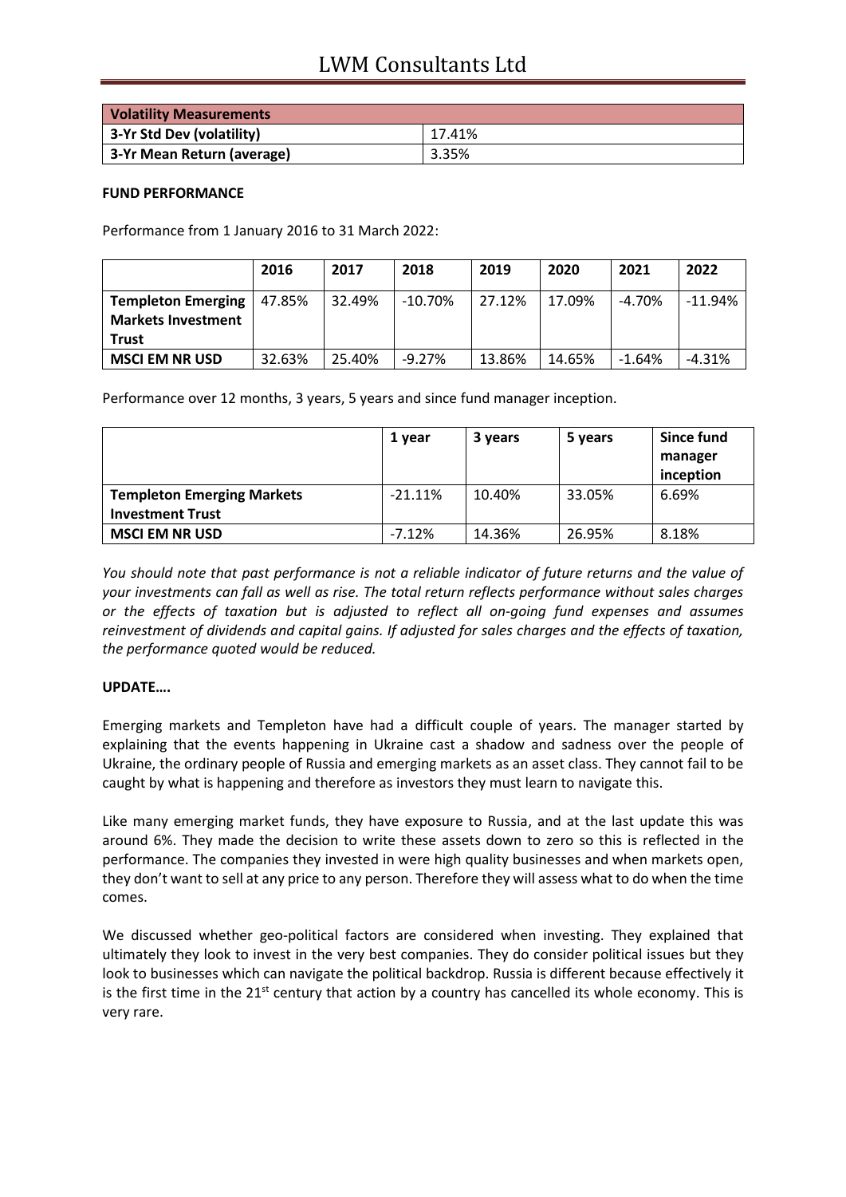| Volatility Measurements | |
|---|---|
| 3-Yr Std Dev (volatility) | 17.41% |
| 3-Yr Mean Return (average) | 3.35% |

**FUND PERFORMANCE**

Performance from 1 January 2016 to 31 March 2022:

| | 2016 | 2017 | 2018 | 2019 | 2020 | 2021 | 2022 |
|---|---|---|---|---|---|---|---|
| **Templeton Emerging Markets Investment Trust** | 47.85% | 32.49% | -10.70% | 27.12% | 17.09% | -4.70% | -11.94% |
| **MSCI EM NR USD** | 32.63% | 25.40% | -9.27% | 13.86% | 14.65% | -1.64% | -4.31% |

Performance over 12 months, 3 years, 5 years and since fund manager inception.

| | 1 year | 3 years | 5 years | Since fund manager inception |
|---|---|---|---|---|
| **Templeton Emerging Markets Investment Trust** | -21.11% | 10.40% | 33.05% | 6.69% |
| **MSCI EM NR USD** | -7.12% | 14.36% | 26.95% | 8.18% |

*You should note that past performance is not a reliable indicator of future returns and the value of your investments can fall as well as rise. The total return reflects performance without sales charges or the effects of taxation but is adjusted to reflect all on-going fund expenses and assumes reinvestment of dividends and capital gains. If adjusted for sales charges and the effects of taxation, the performance quoted would be reduced.*

**UPDATE….**

Emerging markets and Templeton have had a difficult couple of years. The manager started by explaining that the events happening in Ukraine cast a shadow and sadness over the people of Ukraine, the ordinary people of Russia and emerging markets as an asset class. They cannot fail to be caught by what is happening and therefore as investors they must learn to navigate this.

Like many emerging market funds, they have exposure to Russia, and at the last update this was around 6%. They made the decision to write these assets down to zero so this is reflected in the performance. The companies they invested in were high quality businesses and when markets open, they don't want to sell at any price to any person. Therefore they will assess what to do when the time comes.

We discussed whether geo-political factors are considered when investing. They explained that ultimately they look to invest in the very best companies. They do consider political issues but they look to businesses which can navigate the political backdrop. Russia is different because effectively it is the first time in the 21st century that action by a country has cancelled its whole economy. This is very rare.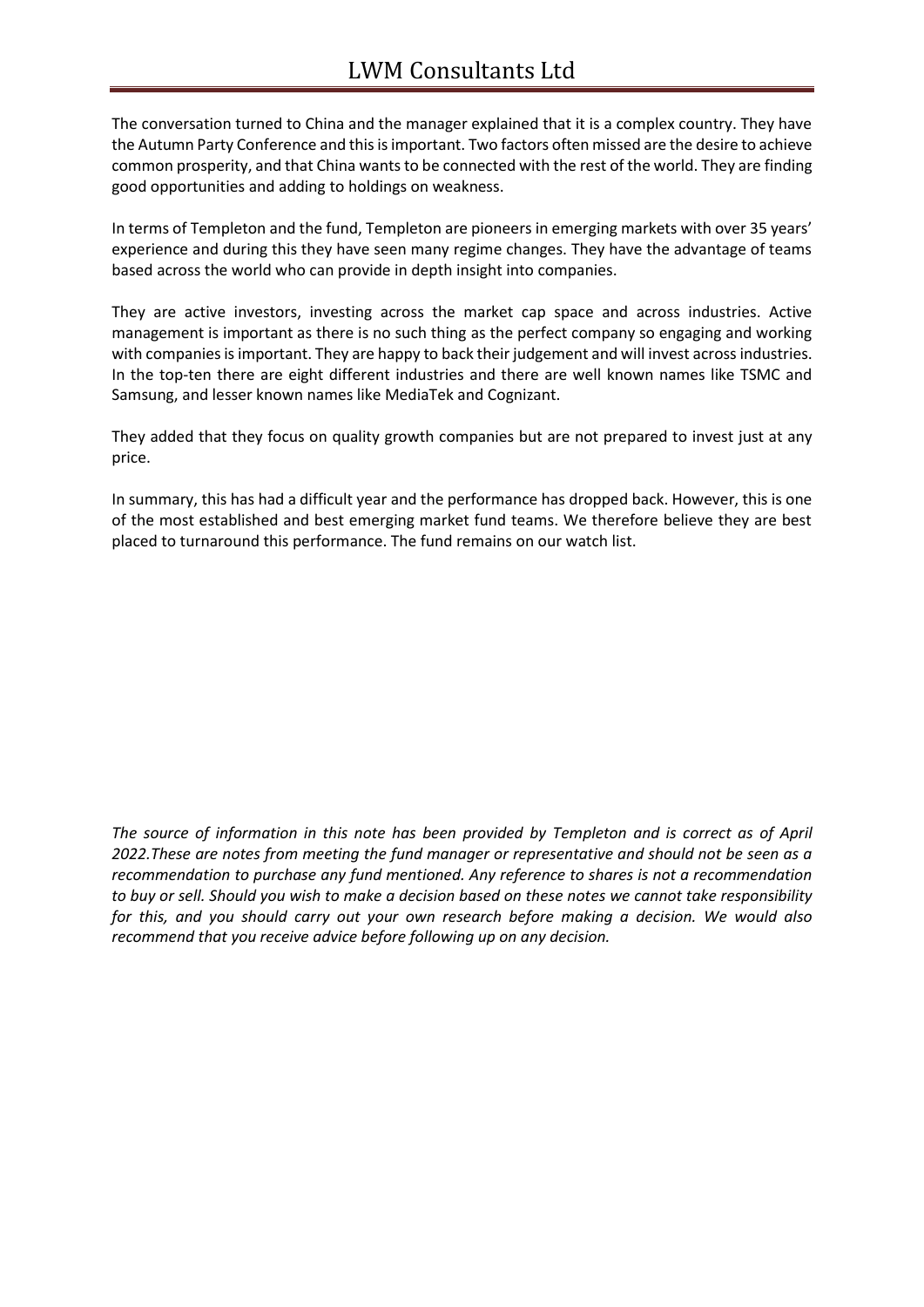The conversation turned to China and the manager explained that it is a complex country. They have the Autumn Party Conference and this is important. Two factors often missed are the desire to achieve common prosperity, and that China wants to be connected with the rest of the world. They are finding good opportunities and adding to holdings on weakness.

In terms of Templeton and the fund, Templeton are pioneers in emerging markets with over 35 years' experience and during this they have seen many regime changes. They have the advantage of teams based across the world who can provide in depth insight into companies.

They are active investors, investing across the market cap space and across industries. Active management is important as there is no such thing as the perfect company so engaging and working with companies is important. They are happy to back their judgement and will invest across industries. In the top-ten there are eight different industries and there are well known names like TSMC and Samsung, and lesser known names like MediaTek and Cognizant.

They added that they focus on quality growth companies but are not prepared to invest just at any price.

In summary, this has had a difficult year and the performance has dropped back. However, this is one of the most established and best emerging market fund teams. We therefore believe they are best placed to turnaround this performance. The fund remains on our watch list.

*The source of information in this note has been provided by Templeton and is correct as of April 2022.These are notes from meeting the fund manager or representative and should not be seen as a recommendation to purchase any fund mentioned. Any reference to shares is not a recommendation to buy or sell. Should you wish to make a decision based on these notes we cannot take responsibility for this, and you should carry out your own research before making a decision. We would also recommend that you receive advice before following up on any decision.*